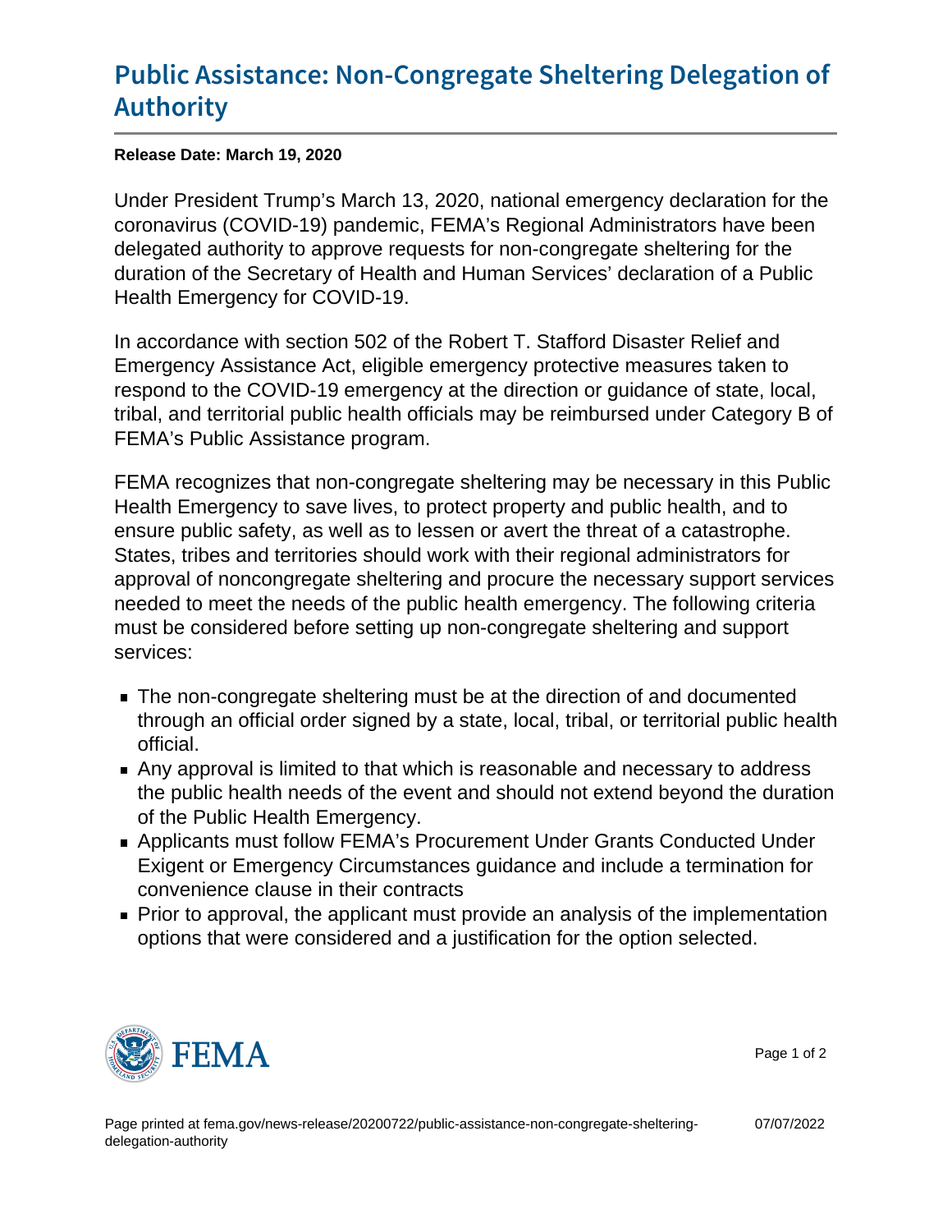# Public Assistance: Non-Congregate Sheltering Delegation of Authority

**Release Date: March 19, 2020**

Under President Trump's March 13, 2020, national emergency declaration for the coronavirus (COVID-19) pandemic, FEMA's Regional Administrators have been delegated authority to approve requests for non-congregate sheltering for the duration of the Secretary of Health and Human Services' declaration of a Public Health Emergency for COVID-19.

In accordance with section 502 of the Robert T. Stafford Disaster Relief and Emergency Assistance Act, eligible emergency protective measures taken to respond to the COVID-19 emergency at the direction or guidance of state, local, tribal, and territorial public health officials may be reimbursed under Category B of FEMA's Public Assistance program.

FEMA recognizes that non-congregate sheltering may be necessary in this Public Health Emergency to save lives, to protect property and public health, and to ensure public safety, as well as to lessen or avert the threat of a catastrophe. States, tribes and territories should work with their regional administrators for approval of noncongregate sheltering and procure the necessary support services needed to meet the needs of the public health emergency. The following criteria must be considered before setting up non-congregate sheltering and support services:

- The non-congregate sheltering must be at the direction of and documented through an official order signed by a state, local, tribal, or territorial public health official.
- Any approval is limited to that which is reasonable and necessary to address the public health needs of the event and should not extend beyond the duration of the Public Health Emergency.
- Applicants must follow FEMA's Procurement Under Grants Conducted Under Exigent or Emergency Circumstances guidance and include a termination for convenience clause in their contracts
- Prior to approval, the applicant must provide an analysis of the implementation options that were considered and a justification for the option selected.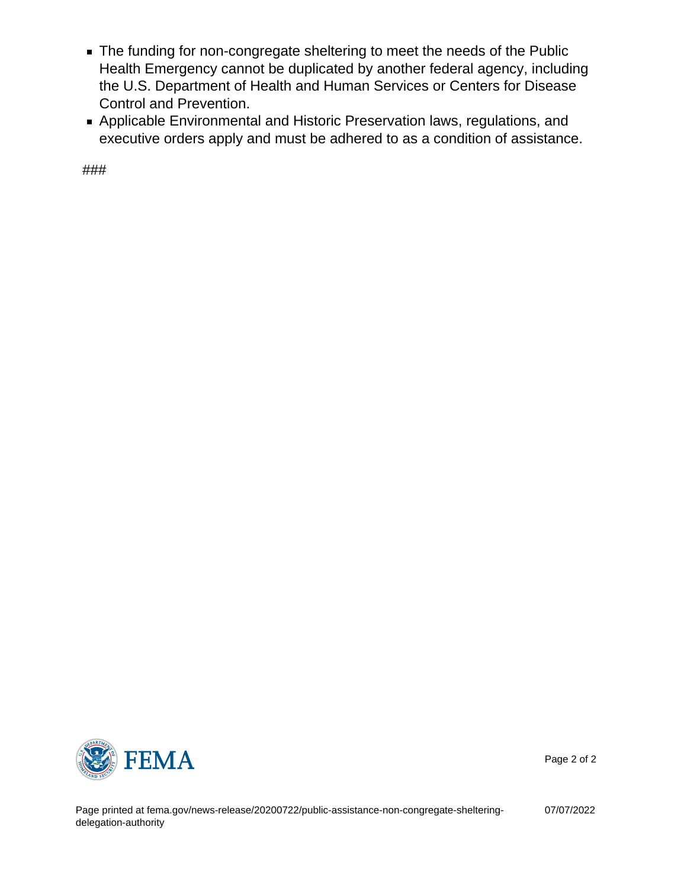- The funding for non-congregate sheltering to meet the needs of the Public Health Emergency cannot be duplicated by another federal agency, including the U.S. Department of Health and Human Services or Centers for Disease Control and Prevention.
- Applicable Environmental and Historic Preservation laws, regulations, and executive orders apply and must be adhered to as a condition of assistance.

###